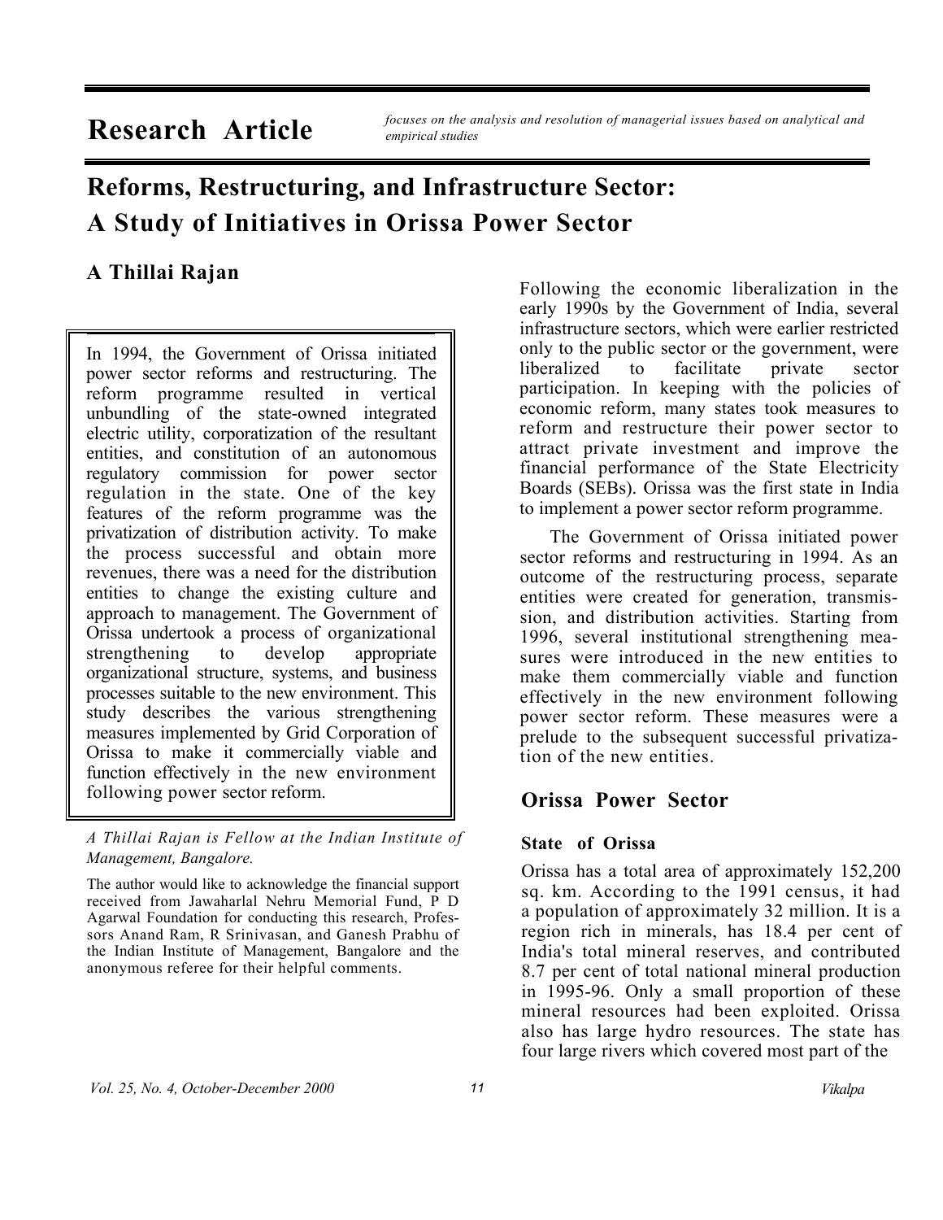**Research Article**

*focuses on the analysis and resolution of managerial issues based on analytical and empirical studies*

# Reforms, Restructuring, and Infrastructure Sector: A Study of Initiatives in Orissa Power Sector

## A Thillai Rajan

In 1994, the Government of Orissa initiated power sector reforms and restructuring. The reform programme resulted in vertical unbundling of the state-owned integrated electric utility, corporatization of the resultant entities, and constitution of an autonomous regulatory commission for power sector regulation in the state. One of the key features of the reform programme was the privatization of distribution activity. To make the process successful and obtain more revenues, there was a need for the distribution entities to change the existing culture and approach to management. The Government of Orissa undertook a process of organizational strengthening to develop appropriate organizational structure, systems, and business processes suitable to the new environment. This study describes the various strengthening measures implemented by Grid Corporation of Orissa to make it commercially viable and function effectively in the new environment following power sector reform.

*A Thillai Rajan is Fellow at the Indian Institute of Management, Bangalore.*

The author would like to acknowledge the financial support received from Jawaharlal Nehru Memorial Fund, P D Agarwal Foundation for conducting this research, Professors Anand Ram, R Srinivasan, and Ganesh Prabhu of the Indian Institute of Management, Bangalore and the anonymous referee for their helpful comments.

Following the economic liberalization in the early 1990s by the Government of India, several infrastructure sectors, which were earlier restricted only to the public sector or the government, were liberalized to facilitate private sector participation. In keeping with the policies of economic reform, many states took measures to reform and restructure their power sector to attract private investment and improve the financial performance of the State Electricity Boards (SEBs). Orissa was the first state in India to implement a power sector reform programme.

The Government of Orissa initiated power sector reforms and restructuring in 1994. As an outcome of the restructuring process, separate entities were created for generation, transmission, and distribution activities. Starting from 1996, several institutional strengthening measures were introduced in the new entities to make them commercially viable and function effectively in the new environment following power sector reform. These measures were a prelude to the subsequent successful privatization of the new entities.

## Orissa Power Sector

### State of Orissa

Orissa has a total area of approximately 152,200 sq. km. According to the 1991 census, it had a population of approximately 32 million. It is a region rich in minerals, has 18.4 per cent of India's total mineral reserves, and contributed 8.7 per cent of total national mineral production in 1995-96. Only a small proportion of these mineral resources had been exploited. Orissa also has large hydro resources. The state has four large rivers which covered most part of the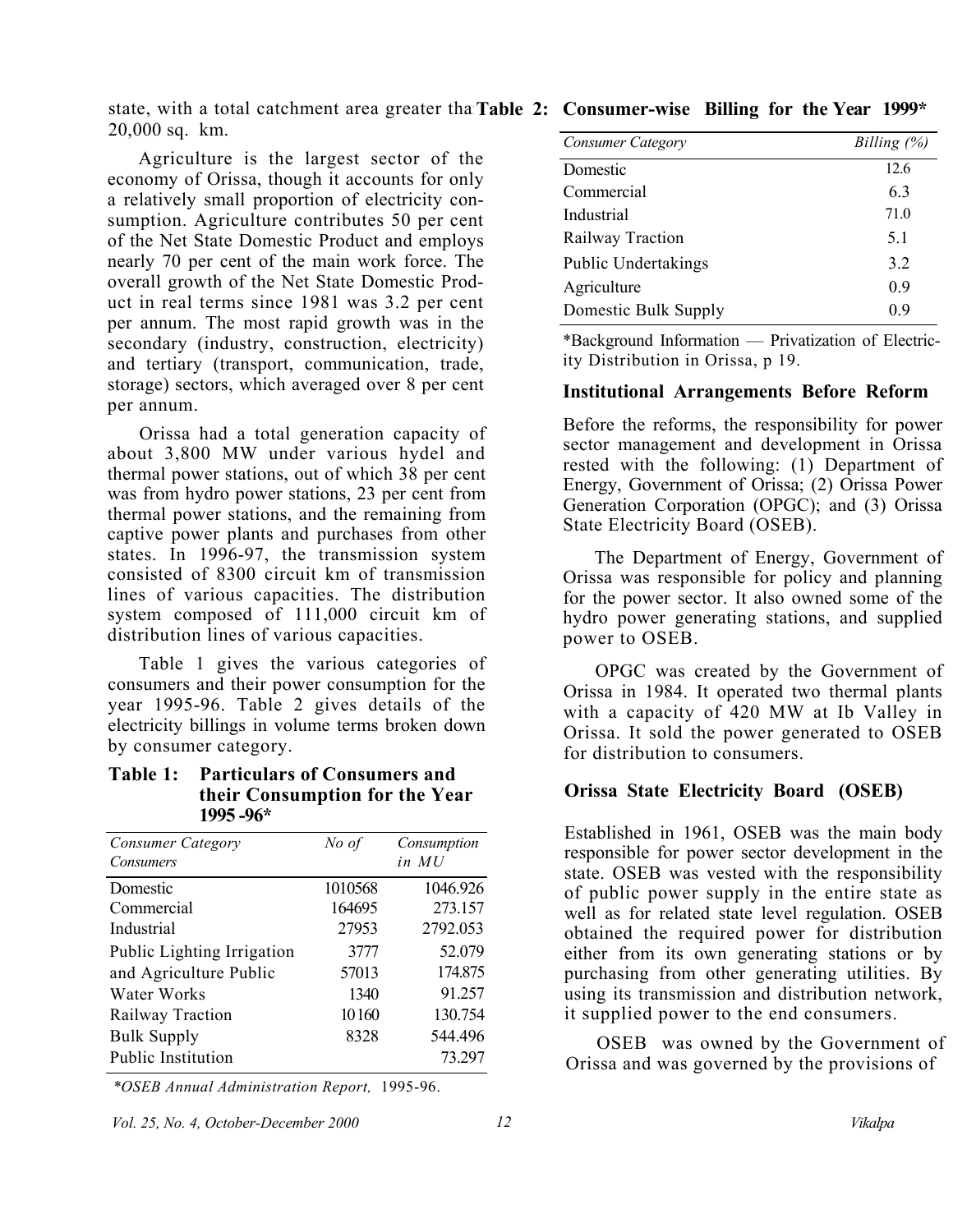state, with a total catchment area greater than 20,000 sq. km.

Agriculture is the largest sector of the economy of Orissa, though it accounts for only a relatively small proportion of electricity consumption. Agriculture contributes 50 per cent of the Net State Domestic Product and employs nearly 70 per cent of the main work force. The overall growth of the Net State Domestic Product in real terms since 1981 was 3.2 per cent per annum. The most rapid growth was in the secondary (industry, construction, electricity) and tertiary (transport, communication, trade, storage) sectors, which averaged over 8 per cent per annum.

Orissa had a total generation capacity of about 3,800 MW under various hydel and thermal power stations, out of which 38 per cent was from hydro power stations, 23 per cent from thermal power stations, and the remaining from captive power plants and purchases from other states. In 1996-97, the transmission system consisted of 8300 circuit km of transmission lines of various capacities. The distribution system composed of 111,000 circuit km of distribution lines of various capacities.

Table 1 gives the various categories of consumers and their power consumption for the year 1995-96. Table 2 gives details of the electricity billings in volume terms broken down by consumer category.

**Table 1: Particulars of Consumers and their Consumption for the Year 1995-96***

| *Consumer Category Consumers* | *No of* | *Consumption in MU* |
|---|---|---|
| Domestic | 1010568 | 1046.926 |
| Commercial | 164695 | 273.157 |
| Industrial | 27953 | 2792.053 |
| Public Lighting Irrigation | 3777 | 52.079 |
| and Agriculture Public | 57013 | 174.875 |
| Water Works | 1340 | 91.257 |
| Railway Traction | 10160 | 130.754 |
| Bulk Supply | 8328 | 544.496 |
| Public Institution | | 73.297 |

*\*OSEB Annual Administration Report,* 1995-96.

**Table 2: Consumer-wise Billing for the Year 1999***

| *Consumer Category* | *Billing (%)* |
|---|---|
| Domestic | 12.6 |
| Commercial | 6.3 |
| Industrial | 71.0 |
| Railway Traction | 5.1 |
| Public Undertakings | 3.2 |
| Agriculture | 0.9 |
| Domestic Bulk Supply | 0.9 |

*Background Information — Privatization of Electricity Distribution in Orissa, p 19.

### Institutional Arrangements Before Reform

Before the reforms, the responsibility for power sector management and development in Orissa rested with the following: (1) Department of Energy, Government of Orissa; (2) Orissa Power Generation Corporation (OPGC); and (3) Orissa State Electricity Board (OSEB).

The Department of Energy, Government of Orissa was responsible for policy and planning for the power sector. It also owned some of the hydro power generating stations, and supplied power to OSEB.

OPGC was created by the Government of Orissa in 1984. It operated two thermal plants with a capacity of 420 MW at Ib Valley in Orissa. It sold the power generated to OSEB for distribution to consumers.

### Orissa State Electricity Board (OSEB)

Established in 1961, OSEB was the main body responsible for power sector development in the state. OSEB was vested with the responsibility of public power supply in the entire state as well as for related state level regulation. OSEB obtained the required power for distribution either from its own generating stations or by purchasing from other generating utilities. By using its transmission and distribution network, it supplied power to the end consumers.

OSEB was owned by the Government of Orissa and was governed by the provisions of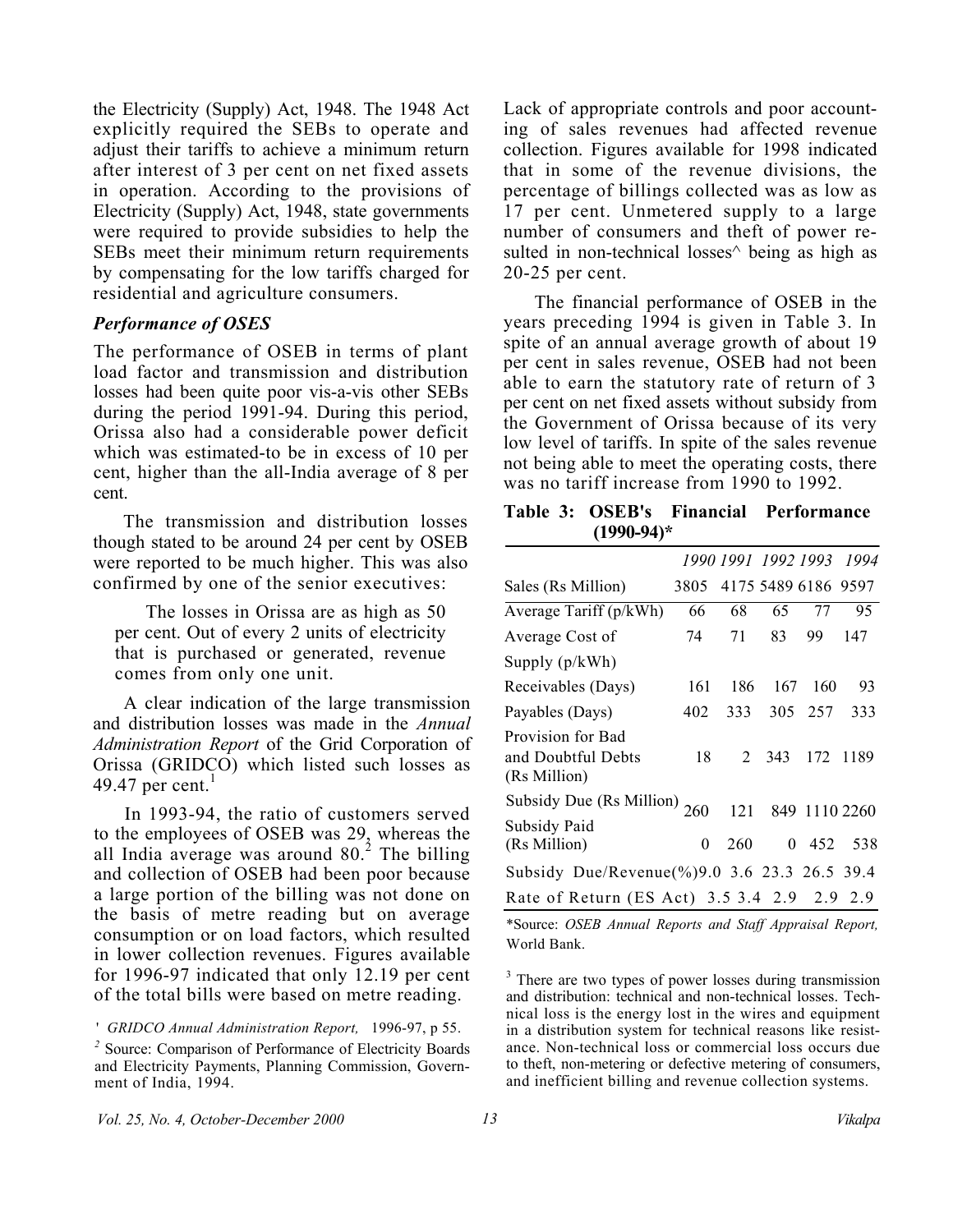the Electricity (Supply) Act, 1948. The 1948 Act explicitly required the SEBs to operate and adjust their tariffs to achieve a minimum return after interest of 3 per cent on net fixed assets in operation. According to the provisions of Electricity (Supply) Act, 1948, state governments were required to provide subsidies to help the SEBs meet their minimum return requirements by compensating for the low tariffs charged for residential and agriculture consumers.

### *Performance of OSES*

The performance of OSEB in terms of plant load factor and transmission and distribution losses had been quite poor vis-a-vis other SEBs during the period 1991-94. During this period, Orissa also had a considerable power deficit which was estimated-to be in excess of 10 per cent, higher than the all-India average of 8 per cent.

The transmission and distribution losses though stated to be around 24 per cent by OSEB were reported to be much higher. This was also confirmed by one of the senior executives:

> The losses in Orissa are as high as 50 per cent. Out of every 2 units of electricity that is purchased or generated, revenue comes from only one unit.

A clear indication of the large transmission and distribution losses was made in the *Annual Administration Report* of the Grid Corporation of Orissa (GRIDCO) which listed such losses as 49.47 per cent.[1]

In 1993-94, the ratio of customers served to the employees of OSEB was 29, whereas the all India average was around 80.[2] The billing and collection of OSEB had been poor because a large portion of the billing was not done on the basis of metre reading but on average consumption or on load factors, which resulted in lower collection revenues. Figures available for 1996-97 indicated that only 12.19 per cent of the total bills were based on metre reading.

Lack of appropriate controls and poor accounting of sales revenues had affected revenue collection. Figures available for 1998 indicated that in some of the revenue divisions, the percentage of billings collected was as low as 17 per cent. Unmetered supply to a large number of consumers and theft of power resulted in non-technical losses^ being as high as 20-25 per cent.

The financial performance of OSEB in the years preceding 1994 is given in Table 3. In spite of an annual average growth of about 19 per cent in sales revenue, OSEB had not been able to earn the statutory rate of return of 3 per cent on net fixed assets without subsidy from the Government of Orissa because of its very low level of tariffs. In spite of the sales revenue not being able to meet the operating costs, there was no tariff increase from 1990 to 1992.

**Table 3: OSEB's Financial Performance (1990-94)***

| | *1990* | *1991* | *1992* | *1993* | *1994* |
|---|---|---|---|---|---|
| Sales (Rs Million) | 3805 | 4175 | 5489 | 6186 | 9597 |
| Average Tariff (p/kWh) | 66 | 68 | 65 | 77 | 95 |
| Average Cost of Supply (p/kWh) | 74 | 71 | 83 | 99 | 147 |
| Receivables (Days) | 161 | 186 | 167 | 160 | 93 |
| Payables (Days) | 402 | 333 | 305 | 257 | 333 |
| Provision for Bad and Doubtful Debts (Rs Million) | 18 | 2 | 343 | 172 | 1189 |
| Subsidy Due (Rs Million) | 260 | 121 | 849 | 1110 | 2260 |
| Subsidy Paid (Rs Million) | 0 | 260 | 0 | 452 | 538 |
| Subsidy Due/Revenue(%) | 9.0 | 3.6 | 23.3 | 26.5 | 39.4 |
| Rate of Return (ES Act) | 3.5 | 3.4 | 2.9 | 2.9 | 2.9 |

*Source: *OSEB Annual Reports and Staff Appraisal Report,* World Bank.

[1] *GRIDCO Annual Administration Report,* 1996-97, p 55.

[2] Source: Comparison of Performance of Electricity Boards and Electricity Payments, Planning Commission, Government of India, 1994.

[3] There are two types of power losses during transmission and distribution: technical and non-technical losses. Technical loss is the energy lost in the wires and equipment in a distribution system for technical reasons like resistance. Non-technical loss or commercial loss occurs due to theft, non-metering or defective metering of consumers, and inefficient billing and revenue collection systems.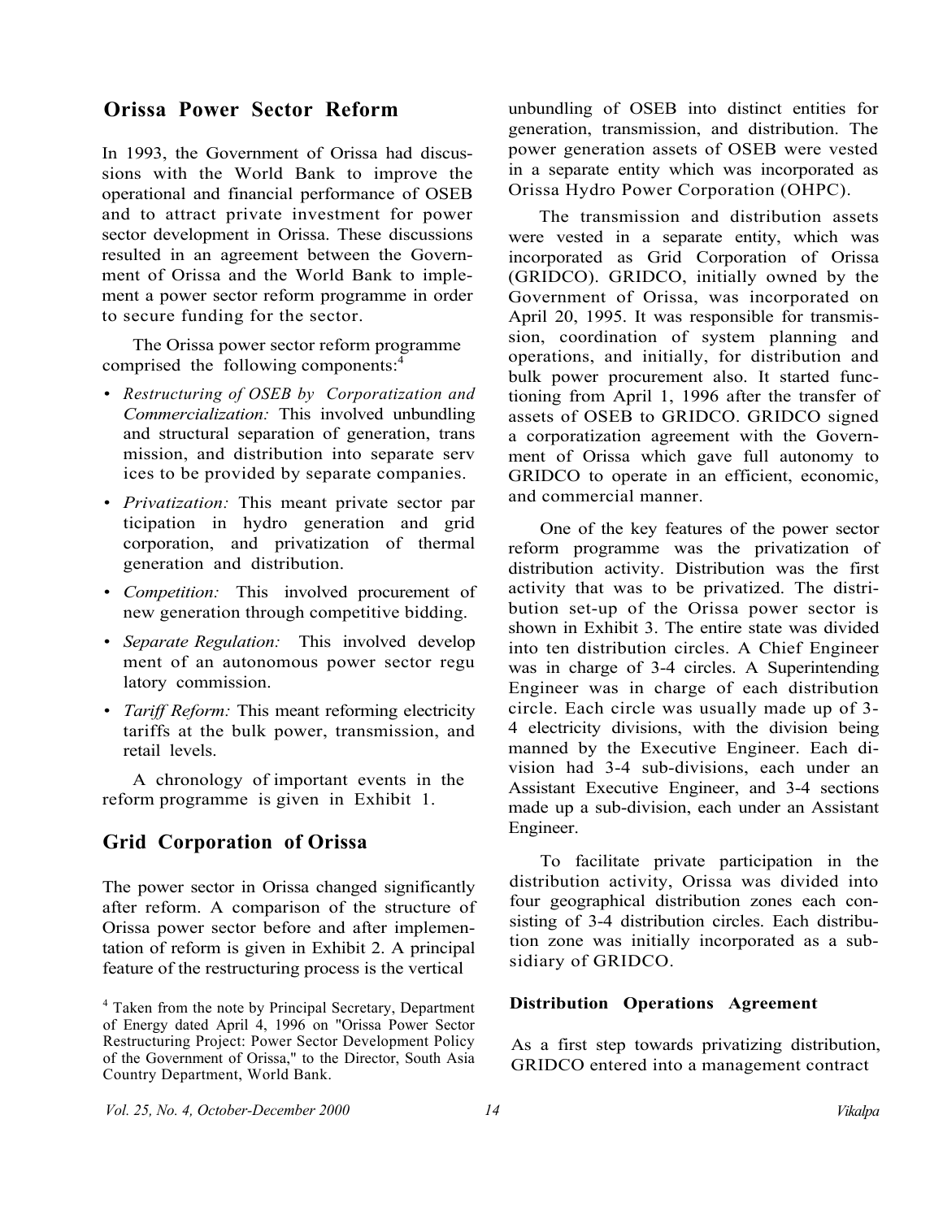## Orissa Power Sector Reform

In 1993, the Government of Orissa had discussions with the World Bank to improve the operational and financial performance of OSEB and to attract private investment for power sector development in Orissa. These discussions resulted in an agreement between the Government of Orissa and the World Bank to implement a power sector reform programme in order to secure funding for the sector.

The Orissa power sector reform programme comprised the following components:[4]

- *Restructuring of OSEB by Corporatization and Commercialization:* This involved unbundling and structural separation of generation, transmission, and distribution into separate services to be provided by separate companies.
- *Privatization:* This meant private sector participation in hydro generation and grid corporation, and privatization of thermal generation and distribution.
- *Competition:* This involved procurement of new generation through competitive bidding.
- *Separate Regulation:* This involved development of an autonomous power sector regulatory commission.
- *Tariff Reform:* This meant reforming electricity tariffs at the bulk power, transmission, and retail levels.

A chronology of important events in the reform programme is given in Exhibit 1.

## Grid Corporation of Orissa

The power sector in Orissa changed significantly after reform. A comparison of the structure of Orissa power sector before and after implementation of reform is given in Exhibit 2. A principal feature of the restructuring process is the vertical unbundling of OSEB into distinct entities for generation, transmission, and distribution. The power generation assets of OSEB were vested in a separate entity which was incorporated as Orissa Hydro Power Corporation (OHPC).

The transmission and distribution assets were vested in a separate entity, which was incorporated as Grid Corporation of Orissa (GRIDCO). GRIDCO, initially owned by the Government of Orissa, was incorporated on April 20, 1995. It was responsible for transmission, coordination of system planning and operations, and initially, for distribution and bulk power procurement also. It started functioning from April 1, 1996 after the transfer of assets of OSEB to GRIDCO. GRIDCO signed a corporatization agreement with the Government of Orissa which gave full autonomy to GRIDCO to operate in an efficient, economic, and commercial manner.

One of the key features of the power sector reform programme was the privatization of distribution activity. Distribution was the first activity that was to be privatized. The distribution set-up of the Orissa power sector is shown in Exhibit 3. The entire state was divided into ten distribution circles. A Chief Engineer was in charge of 3-4 circles. A Superintending Engineer was in charge of each distribution circle. Each circle was usually made up of 3-4 electricity divisions, with the division being manned by the Executive Engineer. Each division had 3-4 sub-divisions, each under an Assistant Executive Engineer, and 3-4 sections made up a sub-division, each under an Assistant Engineer.

To facilitate private participation in the distribution activity, Orissa was divided into four geographical distribution zones each consisting of 3-4 distribution circles. Each distribution zone was initially incorporated as a subsidiary of GRIDCO.

### Distribution Operations Agreement

As a first step towards privatizing distribution, GRIDCO entered into a management contract

[4] Taken from the note by Principal Secretary, Department of Energy dated April 4, 1996 on "Orissa Power Sector Restructuring Project: Power Sector Development Policy of the Government of Orissa," to the Director, South Asia Country Department, World Bank.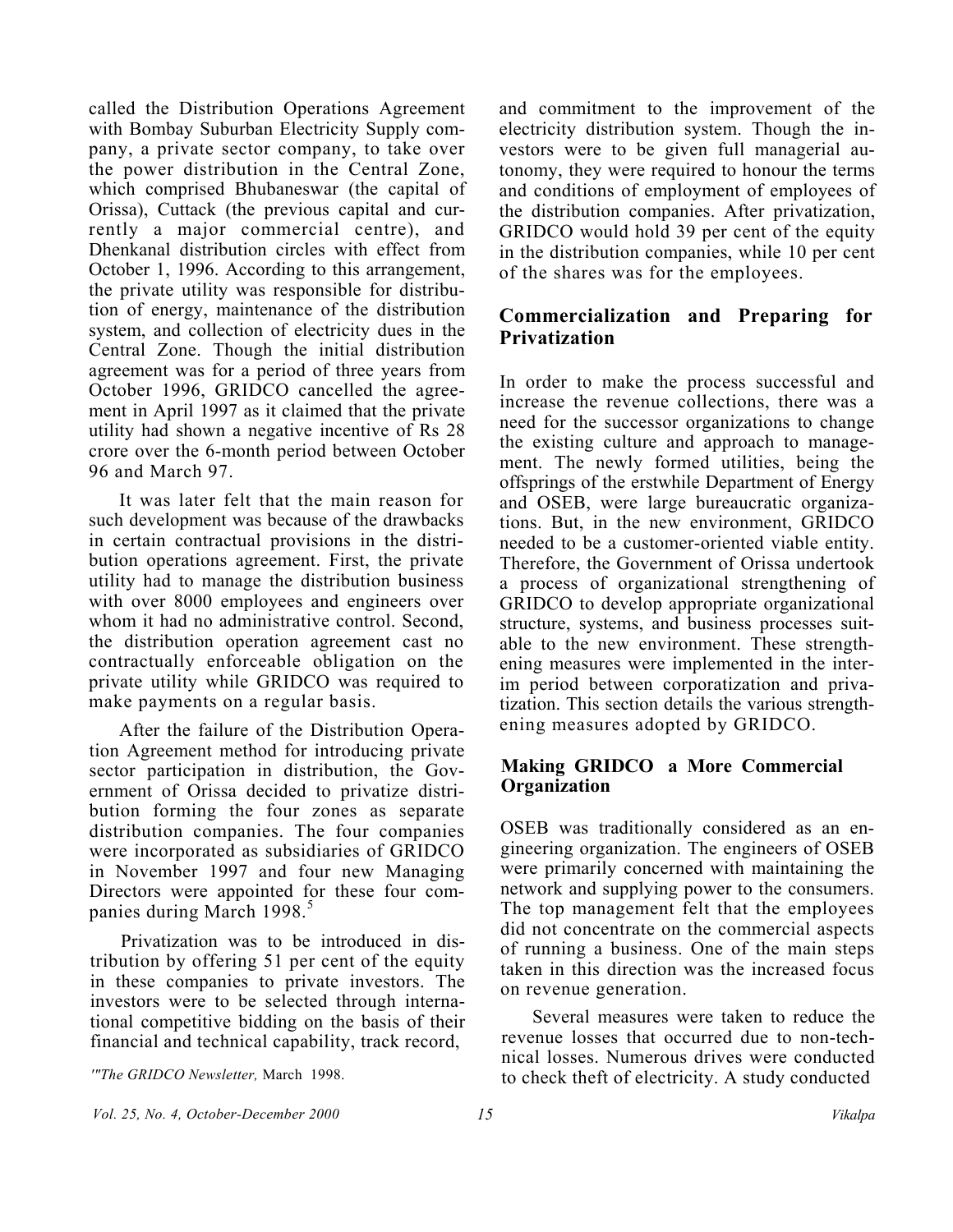called the Distribution Operations Agreement with Bombay Suburban Electricity Supply company, a private sector company, to take over the power distribution in the Central Zone, which comprised Bhubaneswar (the capital of Orissa), Cuttack (the previous capital and currently a major commercial centre), and Dhenkanal distribution circles with effect from October 1, 1996. According to this arrangement, the private utility was responsible for distribution of energy, maintenance of the distribution system, and collection of electricity dues in the Central Zone. Though the initial distribution agreement was for a period of three years from October 1996, GRIDCO cancelled the agreement in April 1997 as it claimed that the private utility had shown a negative incentive of Rs 28 crore over the 6-month period between October 96 and March 97.

It was later felt that the main reason for such development was because of the drawbacks in certain contractual provisions in the distribution operations agreement. First, the private utility had to manage the distribution business with over 8000 employees and engineers over whom it had no administrative control. Second, the distribution operation agreement cast no contractually enforceable obligation on the private utility while GRIDCO was required to make payments on a regular basis.

After the failure of the Distribution Operation Agreement method for introducing private sector participation in distribution, the Government of Orissa decided to privatize distribution forming the four zones as separate distribution companies. The four companies were incorporated as subsidiaries of GRIDCO in November 1997 and four new Managing Directors were appointed for these four companies during March 1998.[5]

Privatization was to be introduced in distribution by offering 51 per cent of the equity in these companies to private investors. The investors were to be selected through international competitive bidding on the basis of their financial and technical capability, track record, and commitment to the improvement of the electricity distribution system. Though the investors were to be given full managerial autonomy, they were required to honour the terms and conditions of employment of employees of the distribution companies. After privatization, GRIDCO would hold 39 per cent of the equity in the distribution companies, while 10 per cent of the shares was for the employees.

## Commercialization and Preparing for Privatization

In order to make the process successful and increase the revenue collections, there was a need for the successor organizations to change the existing culture and approach to management. The newly formed utilities, being the offsprings of the erstwhile Department of Energy and OSEB, were large bureaucratic organizations. But, in the new environment, GRIDCO needed to be a customer-oriented viable entity. Therefore, the Government of Orissa undertook a process of organizational strengthening of GRIDCO to develop appropriate organizational structure, systems, and business processes suitable to the new environment. These strengthening measures were implemented in the interim period between corporatization and privatization. This section details the various strengthening measures adopted by GRIDCO.

### Making GRIDCO a More Commercial Organization

OSEB was traditionally considered as an engineering organization. The engineers of OSEB were primarily concerned with maintaining the network and supplying power to the consumers. The top management felt that the employees did not concentrate on the commercial aspects of running a business. One of the main steps taken in this direction was the increased focus on revenue generation.

Several measures were taken to reduce the revenue losses that occurred due to non-technical losses. Numerous drives were conducted to check theft of electricity. A study conducted

[5] *The GRIDCO Newsletter,* March 1998.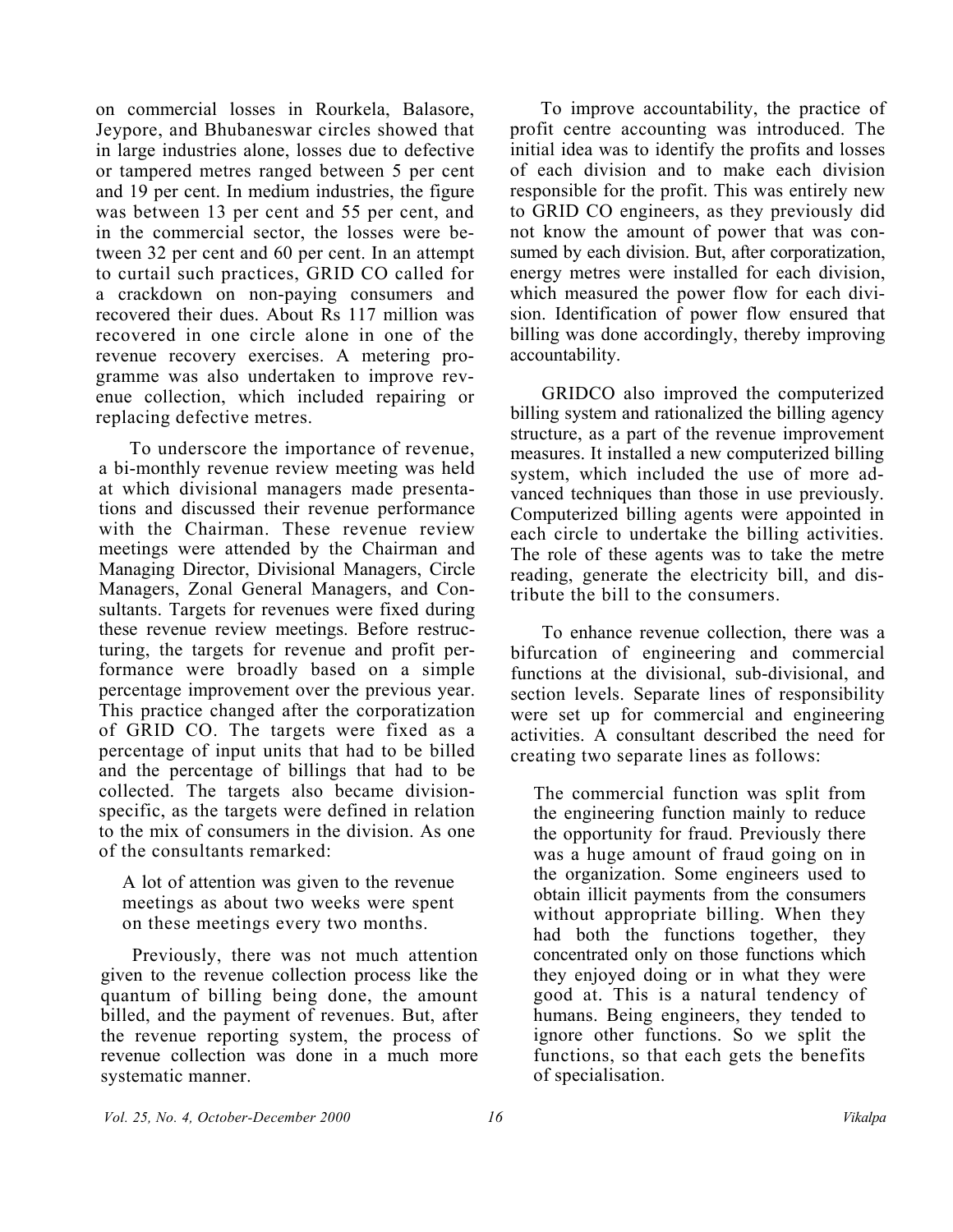on commercial losses in Rourkela, Balasore, Jeypore, and Bhubaneswar circles showed that in large industries alone, losses due to defective or tampered metres ranged between 5 per cent and 19 per cent. In medium industries, the figure was between 13 per cent and 55 per cent, and in the commercial sector, the losses were between 32 per cent and 60 per cent. In an attempt to curtail such practices, GRID CO called for a crackdown on non-paying consumers and recovered their dues. About Rs 117 million was recovered in one circle alone in one of the revenue recovery exercises. A metering programme was also undertaken to improve revenue collection, which included repairing or replacing defective metres.

To underscore the importance of revenue, a bi-monthly revenue review meeting was held at which divisional managers made presentations and discussed their revenue performance with the Chairman. These revenue review meetings were attended by the Chairman and Managing Director, Divisional Managers, Circle Managers, Zonal General Managers, and Consultants. Targets for revenues were fixed during these revenue review meetings. Before restructuring, the targets for revenue and profit performance were broadly based on a simple percentage improvement over the previous year. This practice changed after the corporatization of GRID CO. The targets were fixed as a percentage of input units that had to be billed and the percentage of billings that had to be collected. The targets also became division-specific, as the targets were defined in relation to the mix of consumers in the division. As one of the consultants remarked:

> A lot of attention was given to the revenue meetings as about two weeks were spent on these meetings every two months.

Previously, there was not much attention given to the revenue collection process like the quantum of billing being done, the amount billed, and the payment of revenues. But, after the revenue reporting system, the process of revenue collection was done in a much more systematic manner.

To improve accountability, the practice of profit centre accounting was introduced. The initial idea was to identify the profits and losses of each division and to make each division responsible for the profit. This was entirely new to GRID CO engineers, as they previously did not know the amount of power that was consumed by each division. But, after corporatization, energy metres were installed for each division, which measured the power flow for each division. Identification of power flow ensured that billing was done accordingly, thereby improving accountability.

GRIDCO also improved the computerized billing system and rationalized the billing agency structure, as a part of the revenue improvement measures. It installed a new computerized billing system, which included the use of more advanced techniques than those in use previously. Computerized billing agents were appointed in each circle to undertake the billing activities. The role of these agents was to take the metre reading, generate the electricity bill, and distribute the bill to the consumers.

To enhance revenue collection, there was a bifurcation of engineering and commercial functions at the divisional, sub-divisional, and section levels. Separate lines of responsibility were set up for commercial and engineering activities. A consultant described the need for creating two separate lines as follows:

> The commercial function was split from the engineering function mainly to reduce the opportunity for fraud. Previously there was a huge amount of fraud going on in the organization. Some engineers used to obtain illicit payments from the consumers without appropriate billing. When they had both the functions together, they concentrated only on those functions which they enjoyed doing or in what they were good at. This is a natural tendency of humans. Being engineers, they tended to ignore other functions. So we split the functions, so that each gets the benefits of specialisation.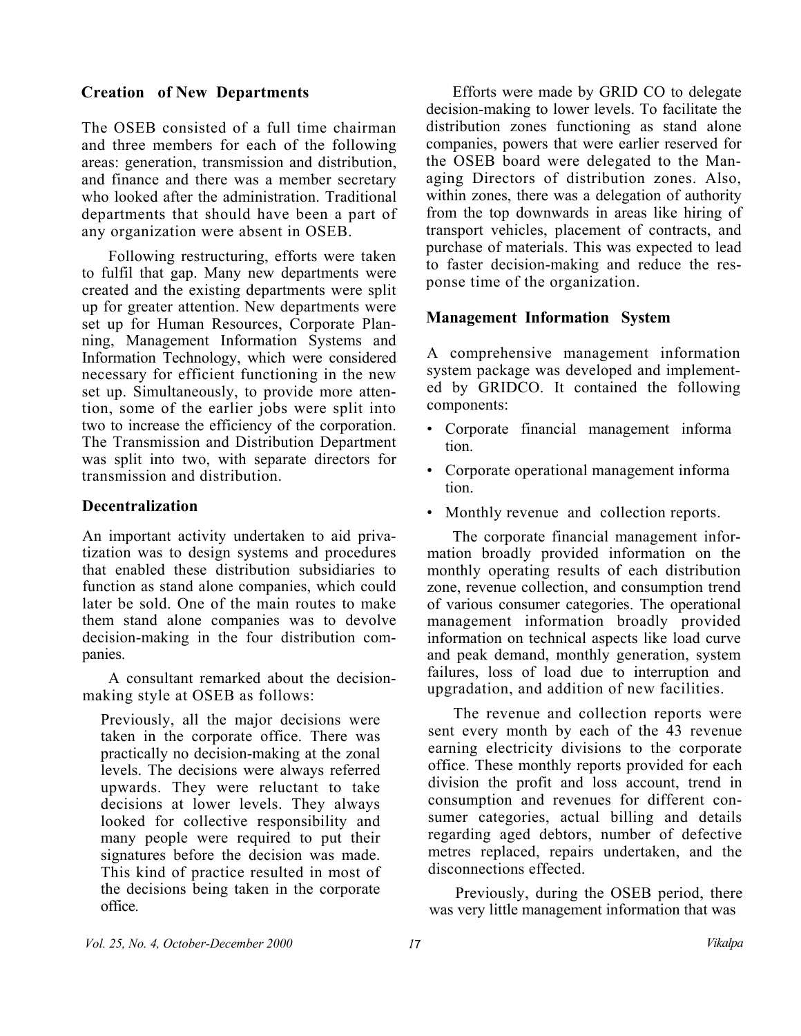## Creation of New Departments

The OSEB consisted of a full time chairman and three members for each of the following areas: generation, transmission and distribution, and finance and there was a member secretary who looked after the administration. Traditional departments that should have been a part of any organization were absent in OSEB.

Following restructuring, efforts were taken to fulfil that gap. Many new departments were created and the existing departments were split up for greater attention. New departments were set up for Human Resources, Corporate Planning, Management Information Systems and Information Technology, which were considered necessary for efficient functioning in the new set up. Simultaneously, to provide more attention, some of the earlier jobs were split into two to increase the efficiency of the corporation. The Transmission and Distribution Department was split into two, with separate directors for transmission and distribution.

## Decentralization

An important activity undertaken to aid privatization was to design systems and procedures that enabled these distribution subsidiaries to function as stand alone companies, which could later be sold. One of the main routes to make them stand alone companies was to devolve decision-making in the four distribution companies.

A consultant remarked about the decision-making style at OSEB as follows:

> Previously, all the major decisions were taken in the corporate office. There was practically no decision-making at the zonal levels. The decisions were always referred upwards. They were reluctant to take decisions at lower levels. They always looked for collective responsibility and many people were required to put their signatures before the decision was made. This kind of practice resulted in most of the decisions being taken in the corporate office.

Efforts were made by GRID CO to delegate decision-making to lower levels. To facilitate the distribution zones functioning as stand alone companies, powers that were earlier reserved for the OSEB board were delegated to the Managing Directors of distribution zones. Also, within zones, there was a delegation of authority from the top downwards in areas like hiring of transport vehicles, placement of contracts, and purchase of materials. This was expected to lead to faster decision-making and reduce the response time of the organization.

## Management Information System

A comprehensive management information system package was developed and implemented by GRIDCO. It contained the following components:

- Corporate financial management information.
- Corporate operational management information.
- Monthly revenue and collection reports.

The corporate financial management information broadly provided information on the monthly operating results of each distribution zone, revenue collection, and consumption trend of various consumer categories. The operational management information broadly provided information on technical aspects like load curve and peak demand, monthly generation, system failures, loss of load due to interruption and upgradation, and addition of new facilities.

The revenue and collection reports were sent every month by each of the 43 revenue earning electricity divisions to the corporate office. These monthly reports provided for each division the profit and loss account, trend in consumption and revenues for different consumer categories, actual billing and details regarding aged debtors, number of defective metres replaced, repairs undertaken, and the disconnections effected.

Previously, during the OSEB period, there was very little management information that was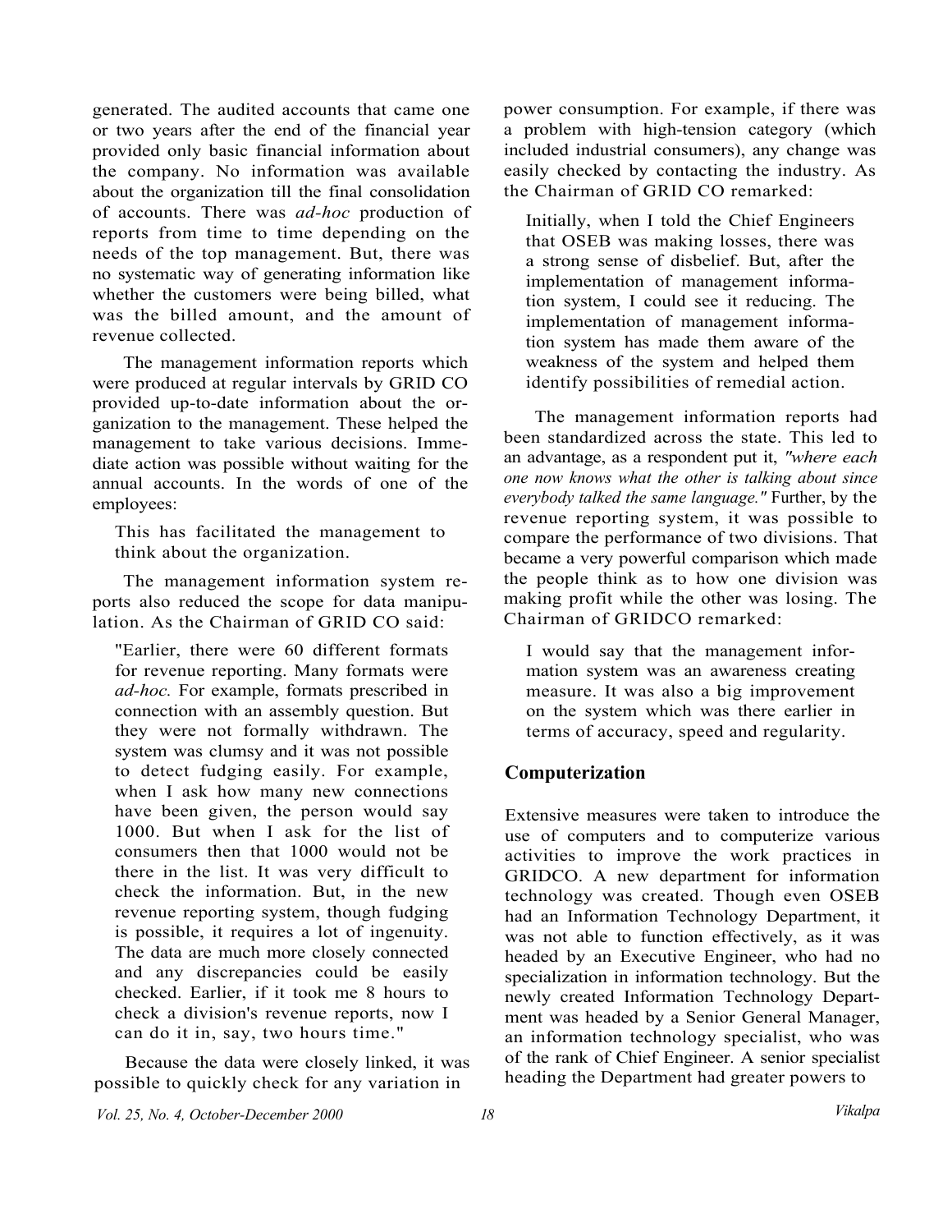generated. The audited accounts that came one or two years after the end of the financial year provided only basic financial information about the company. No information was available about the organization till the final consolidation of accounts. There was *ad-hoc* production of reports from time to time depending on the needs of the top management. But, there was no systematic way of generating information like whether the customers were being billed, what was the billed amount, and the amount of revenue collected.

The management information reports which were produced at regular intervals by GRID CO provided up-to-date information about the organization to the management. These helped the management to take various decisions. Immediate action was possible without waiting for the annual accounts. In the words of one of the employees:

> This has facilitated the management to think about the organization.

The management information system reports also reduced the scope for data manipulation. As the Chairman of GRID CO said:

> "Earlier, there were 60 different formats for revenue reporting. Many formats were *ad-hoc.* For example, formats prescribed in connection with an assembly question. But they were not formally withdrawn. The system was clumsy and it was not possible to detect fudging easily. For example, when I ask how many new connections have been given, the person would say 1000. But when I ask for the list of consumers then that 1000 would not be there in the list. It was very difficult to check the information. But, in the new revenue reporting system, though fudging is possible, it requires a lot of ingenuity. The data are much more closely connected and any discrepancies could be easily checked. Earlier, if it took me 8 hours to check a division's revenue reports, now I can do it in, say, two hours time."

Because the data were closely linked, it was possible to quickly check for any variation in power consumption. For example, if there was a problem with high-tension category (which included industrial consumers), any change was easily checked by contacting the industry. As the Chairman of GRID CO remarked:

> Initially, when I told the Chief Engineers that OSEB was making losses, there was a strong sense of disbelief. But, after the implementation of management information system, I could see it reducing. The implementation of management information system has made them aware of the weakness of the system and helped them identify possibilities of remedial action.

The management information reports had been standardized across the state. This led to an advantage, as a respondent put it, *"where each one now knows what the other is talking about since everybody talked the same language."* Further, by the revenue reporting system, it was possible to compare the performance of two divisions. That became a very powerful comparison which made the people think as to how one division was making profit while the other was losing. The Chairman of GRIDCO remarked:

> I would say that the management information system was an awareness creating measure. It was also a big improvement on the system which was there earlier in terms of accuracy, speed and regularity.

## Computerization

Extensive measures were taken to introduce the use of computers and to computerize various activities to improve the work practices in GRIDCO. A new department for information technology was created. Though even OSEB had an Information Technology Department, it was not able to function effectively, as it was headed by an Executive Engineer, who had no specialization in information technology. But the newly created Information Technology Department was headed by a Senior General Manager, an information technology specialist, who was of the rank of Chief Engineer. A senior specialist heading the Department had greater powers to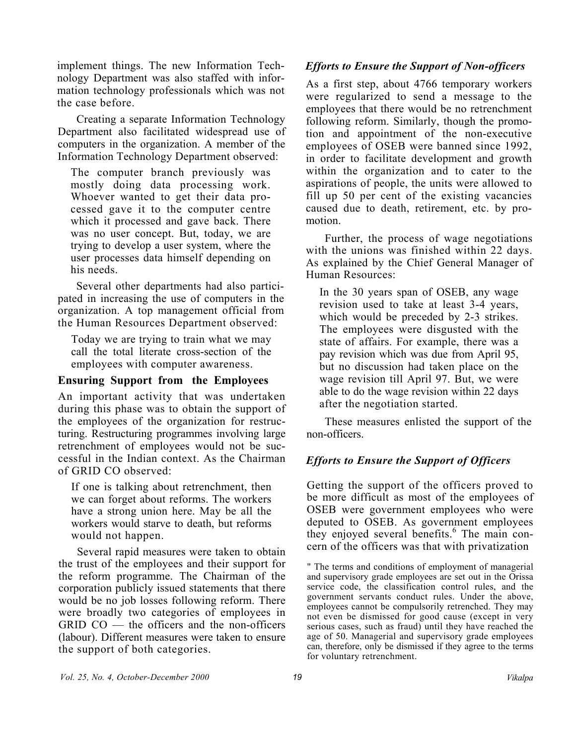implement things. The new Information Technology Department was also staffed with information technology professionals which was not the case before.

Creating a separate Information Technology Department also facilitated widespread use of computers in the organization. A member of the Information Technology Department observed:

> The computer branch previously was mostly doing data processing work. Whoever wanted to get their data processed gave it to the computer centre which it processed and gave back. There was no user concept. But, today, we are trying to develop a user system, where the user processes data himself depending on his needs.

Several other departments had also participated in increasing the use of computers in the organization. A top management official from the Human Resources Department observed:

> Today we are trying to train what we may call the total literate cross-section of the employees with computer awareness.

### Ensuring Support from the Employees

An important activity that was undertaken during this phase was to obtain the support of the employees of the organization for restructuring. Restructuring programmes involving large retrenchment of employees would not be successful in the Indian context. As the Chairman of GRID CO observed:

> If one is talking about retrenchment, then we can forget about reforms. The workers have a strong union here. May be all the workers would starve to death, but reforms would not happen.

Several rapid measures were taken to obtain the trust of the employees and their support for the reform programme. The Chairman of the corporation publicly issued statements that there would be no job losses following reform. There were broadly two categories of employees in GRID CO — the officers and the non-officers (labour). Different measures were taken to ensure the support of both categories.

#### *Efforts to Ensure the Support of Non-officers*

As a first step, about 4766 temporary workers were regularized to send a message to the employees that there would be no retrenchment following reform. Similarly, though the promotion and appointment of the non-executive employees of OSEB were banned since 1992, in order to facilitate development and growth within the organization and to cater to the aspirations of people, the units were allowed to fill up 50 per cent of the existing vacancies caused due to death, retirement, etc. by promotion.

Further, the process of wage negotiations with the unions was finished within 22 days. As explained by the Chief General Manager of Human Resources:

> In the 30 years span of OSEB, any wage revision used to take at least 3-4 years, which would be preceded by 2-3 strikes. The employees were disgusted with the state of affairs. For example, there was a pay revision which was due from April 95, but no discussion had taken place on the wage revision till April 97. But, we were able to do the wage revision within 22 days after the negotiation started.

These measures enlisted the support of the non-officers.

#### *Efforts to Ensure the Support of Officers*

Getting the support of the officers proved to be more difficult as most of the employees of OSEB were government employees who were deputed to OSEB. As government employees they enjoyed several benefits.[6] The main concern of the officers was that with privatization

[6] The terms and conditions of employment of managerial and supervisory grade employees are set out in the Orissa service code, the classification control rules, and the government servants conduct rules. Under the above, employees cannot be compulsorily retrenched. They may not even be dismissed for good cause (except in very serious cases, such as fraud) until they have reached the age of 50. Managerial and supervisory grade employees can, therefore, only be dismissed if they agree to the terms for voluntary retrenchment.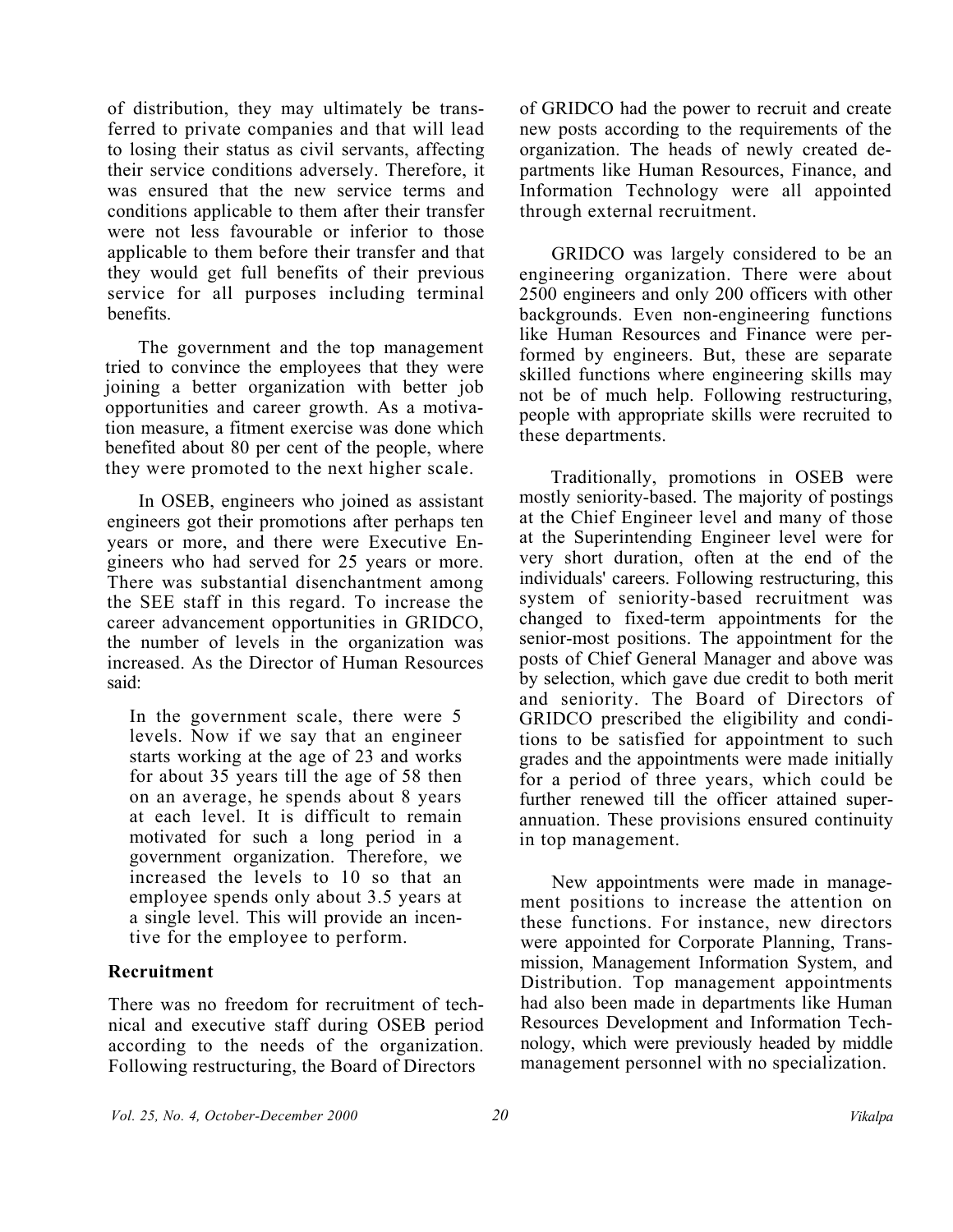of distribution, they may ultimately be transferred to private companies and that will lead to losing their status as civil servants, affecting their service conditions adversely. Therefore, it was ensured that the new service terms and conditions applicable to them after their transfer were not less favourable or inferior to those applicable to them before their transfer and that they would get full benefits of their previous service for all purposes including terminal benefits.

The government and the top management tried to convince the employees that they were joining a better organization with better job opportunities and career growth. As a motivation measure, a fitment exercise was done which benefited about 80 per cent of the people, where they were promoted to the next higher scale.

In OSEB, engineers who joined as assistant engineers got their promotions after perhaps ten years or more, and there were Executive Engineers who had served for 25 years or more. There was substantial disenchantment among the SEE staff in this regard. To increase the career advancement opportunities in GRIDCO, the number of levels in the organization was increased. As the Director of Human Resources said:

> In the government scale, there were 5 levels. Now if we say that an engineer starts working at the age of 23 and works for about 35 years till the age of 58 then on an average, he spends about 8 years at each level. It is difficult to remain motivated for such a long period in a government organization. Therefore, we increased the levels to 10 so that an employee spends only about 3.5 years at a single level. This will provide an incentive for the employee to perform.

**Recruitment**

There was no freedom for recruitment of technical and executive staff during OSEB period according to the needs of the organization. Following restructuring, the Board of Directors of GRIDCO had the power to recruit and create new posts according to the requirements of the organization. The heads of newly created departments like Human Resources, Finance, and Information Technology were all appointed through external recruitment.

GRIDCO was largely considered to be an engineering organization. There were about 2500 engineers and only 200 officers with other backgrounds. Even non-engineering functions like Human Resources and Finance were performed by engineers. But, these are separate skilled functions where engineering skills may not be of much help. Following restructuring, people with appropriate skills were recruited to these departments.

Traditionally, promotions in OSEB were mostly seniority-based. The majority of postings at the Chief Engineer level and many of those at the Superintending Engineer level were for very short duration, often at the end of the individuals' careers. Following restructuring, this system of seniority-based recruitment was changed to fixed-term appointments for the senior-most positions. The appointment for the posts of Chief General Manager and above was by selection, which gave due credit to both merit and seniority. The Board of Directors of GRIDCO prescribed the eligibility and conditions to be satisfied for appointment to such grades and the appointments were made initially for a period of three years, which could be further renewed till the officer attained superannuation. These provisions ensured continuity in top management.

New appointments were made in management positions to increase the attention on these functions. For instance, new directors were appointed for Corporate Planning, Transmission, Management Information System, and Distribution. Top management appointments had also been made in departments like Human Resources Development and Information Technology, which were previously headed by middle management personnel with no specialization.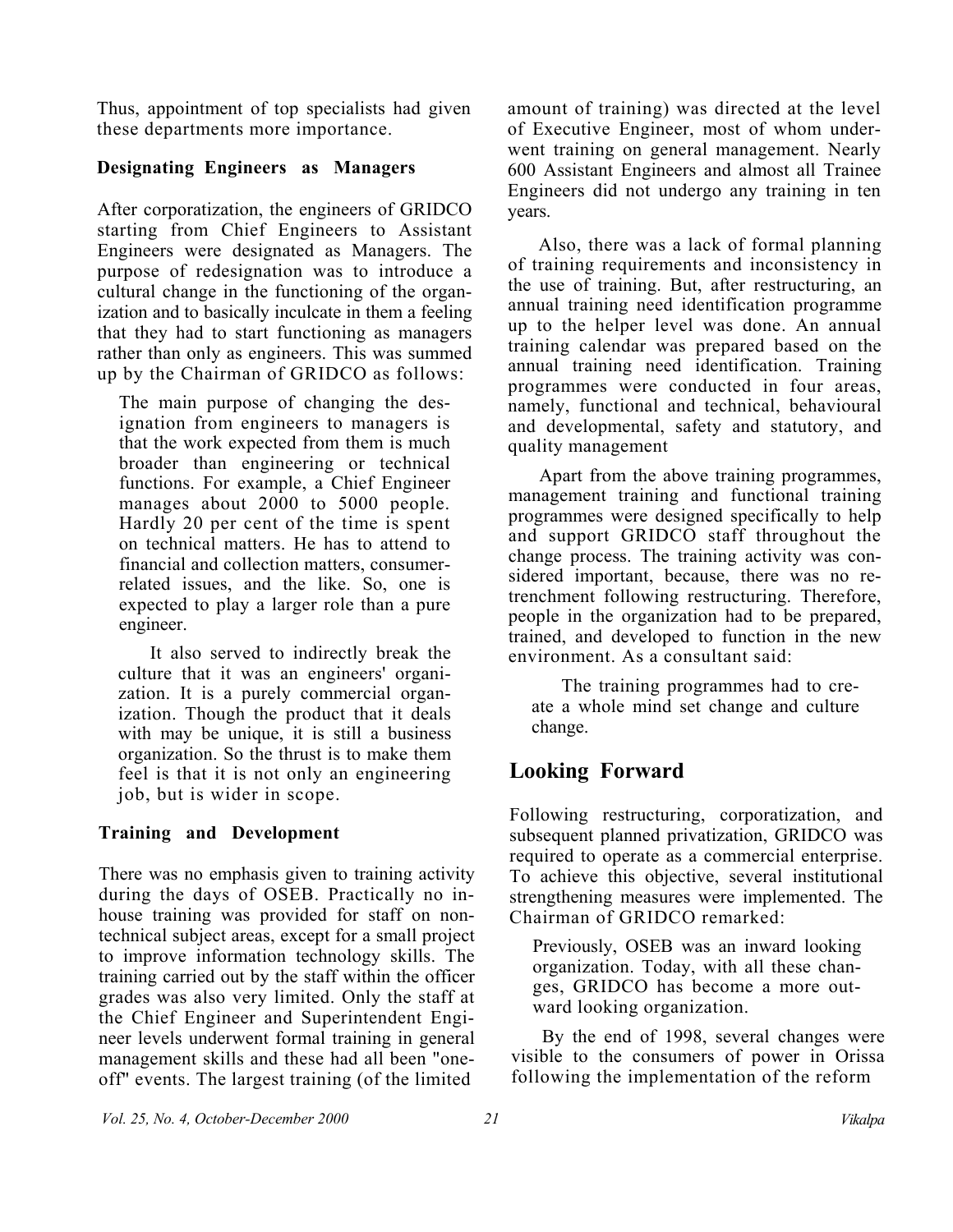Thus, appointment of top specialists had given these departments more importance.

### Designating Engineers as Managers

After corporatization, the engineers of GRIDCO starting from Chief Engineers to Assistant Engineers were designated as Managers. The purpose of redesignation was to introduce a cultural change in the functioning of the organization and to basically inculcate in them a feeling that they had to start functioning as managers rather than only as engineers. This was summed up by the Chairman of GRIDCO as follows:

> The main purpose of changing the designation from engineers to managers is that the work expected from them is much broader than engineering or technical functions. For example, a Chief Engineer manages about 2000 to 5000 people. Hardly 20 per cent of the time is spent on technical matters. He has to attend to financial and collection matters, consumer-related issues, and the like. So, one is expected to play a larger role than a pure engineer.
>
> It also served to indirectly break the culture that it was an engineers' organization. It is a purely commercial organization. Though the product that it deals with may be unique, it is still a business organization. So the thrust is to make them feel is that it is not only an engineering job, but is wider in scope.

### Training and Development

There was no emphasis given to training activity during the days of OSEB. Practically no in-house training was provided for staff on non-technical subject areas, except for a small project to improve information technology skills. The training carried out by the staff within the officer grades was also very limited. Only the staff at the Chief Engineer and Superintendent Engineer levels underwent formal training in general management skills and these had all been "one-off" events. The largest training (of the limited amount of training) was directed at the level of Executive Engineer, most of whom underwent training on general management. Nearly 600 Assistant Engineers and almost all Trainee Engineers did not undergo any training in ten years.

Also, there was a lack of formal planning of training requirements and inconsistency in the use of training. But, after restructuring, an annual training need identification programme up to the helper level was done. An annual training calendar was prepared based on the annual training need identification. Training programmes were conducted in four areas, namely, functional and technical, behavioural and developmental, safety and statutory, and quality management

Apart from the above training programmes, management training and functional training programmes were designed specifically to help and support GRIDCO staff throughout the change process. The training activity was considered important, because, there was no retrenchment following restructuring. Therefore, people in the organization had to be prepared, trained, and developed to function in the new environment. As a consultant said:

> The training programmes had to create a whole mind set change and culture change.

## Looking Forward

Following restructuring, corporatization, and subsequent planned privatization, GRIDCO was required to operate as a commercial enterprise. To achieve this objective, several institutional strengthening measures were implemented. The Chairman of GRIDCO remarked:

> Previously, OSEB was an inward looking organization. Today, with all these changes, GRIDCO has become a more outward looking organization.

By the end of 1998, several changes were visible to the consumers of power in Orissa following the implementation of the reform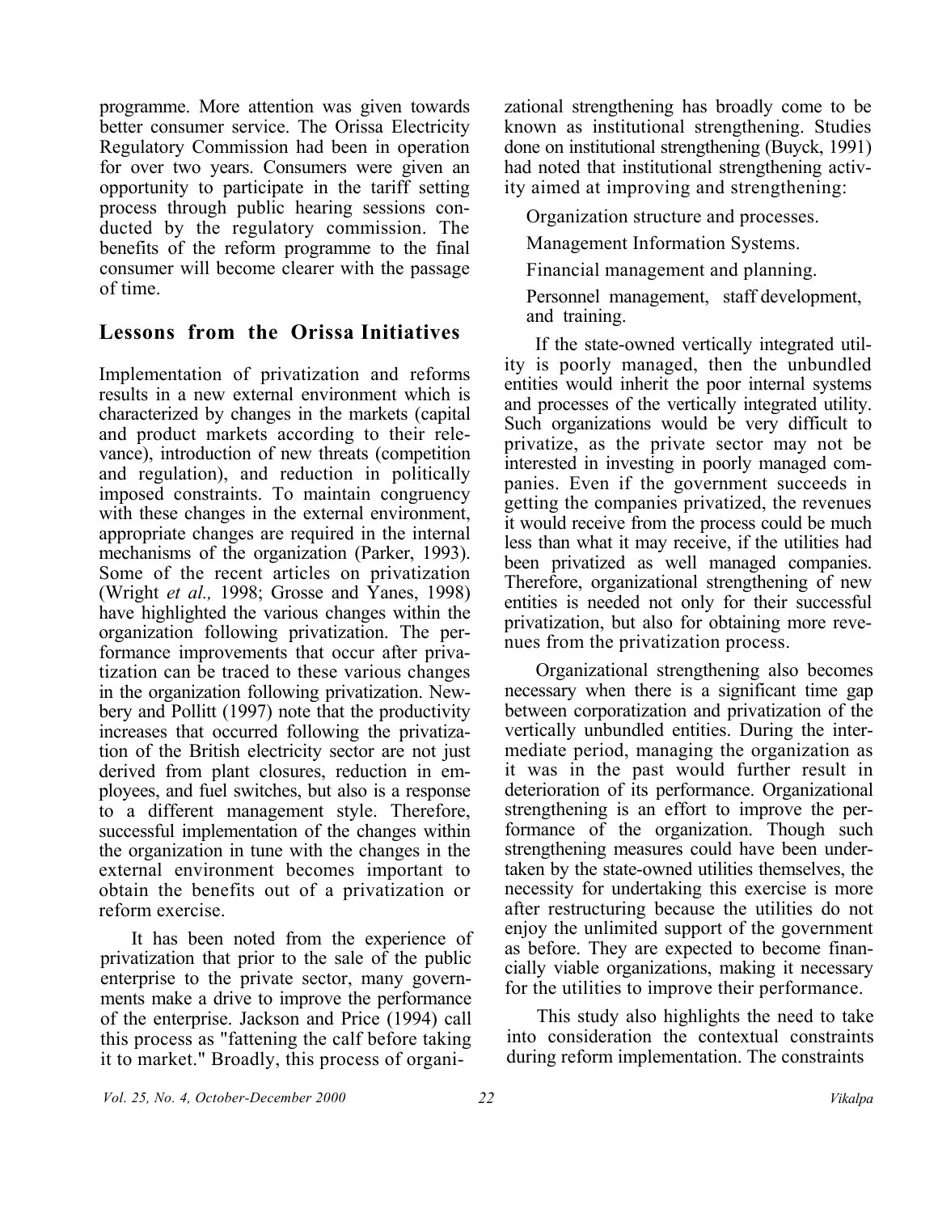programme. More attention was given towards better consumer service. The Orissa Electricity Regulatory Commission had been in operation for over two years. Consumers were given an opportunity to participate in the tariff setting process through public hearing sessions conducted by the regulatory commission. The benefits of the reform programme to the final consumer will become clearer with the passage of time.

## Lessons from the Orissa Initiatives

Implementation of privatization and reforms results in a new external environment which is characterized by changes in the markets (capital and product markets according to their relevance), introduction of new threats (competition and regulation), and reduction in politically imposed constraints. To maintain congruency with these changes in the external environment, appropriate changes are required in the internal mechanisms of the organization (Parker, 1993). Some of the recent articles on privatization (Wright *et al.,* 1998; Grosse and Yanes, 1998) have highlighted the various changes within the organization following privatization. The performance improvements that occur after privatization can be traced to these various changes in the organization following privatization. Newbery and Pollitt (1997) note that the productivity increases that occurred following the privatization of the British electricity sector are not just derived from plant closures, reduction in employees, and fuel switches, but also is a response to a different management style. Therefore, successful implementation of the changes within the organization in tune with the changes in the external environment becomes important to obtain the benefits out of a privatization or reform exercise.

It has been noted from the experience of privatization that prior to the sale of the public enterprise to the private sector, many governments make a drive to improve the performance of the enterprise. Jackson and Price (1994) call this process as "fattening the calf before taking it to market." Broadly, this process of organizational strengthening has broadly come to be known as institutional strengthening. Studies done on institutional strengthening (Buyck, 1991) had noted that institutional strengthening activity aimed at improving and strengthening:

- Organization structure and processes.
- Management Information Systems.
- Financial management and planning.
- Personnel management, staff development, and training.

If the state-owned vertically integrated utility is poorly managed, then the unbundled entities would inherit the poor internal systems and processes of the vertically integrated utility. Such organizations would be very difficult to privatize, as the private sector may not be interested in investing in poorly managed companies. Even if the government succeeds in getting the companies privatized, the revenues it would receive from the process could be much less than what it may receive, if the utilities had been privatized as well managed companies. Therefore, organizational strengthening of new entities is needed not only for their successful privatization, but also for obtaining more revenues from the privatization process.

Organizational strengthening also becomes necessary when there is a significant time gap between corporatization and privatization of the vertically unbundled entities. During the intermediate period, managing the organization as it was in the past would further result in deterioration of its performance. Organizational strengthening is an effort to improve the performance of the organization. Though such strengthening measures could have been undertaken by the state-owned utilities themselves, the necessity for undertaking this exercise is more after restructuring because the utilities do not enjoy the unlimited support of the government as before. They are expected to become financially viable organizations, making it necessary for the utilities to improve their performance.

This study also highlights the need to take into consideration the contextual constraints during reform implementation. The constraints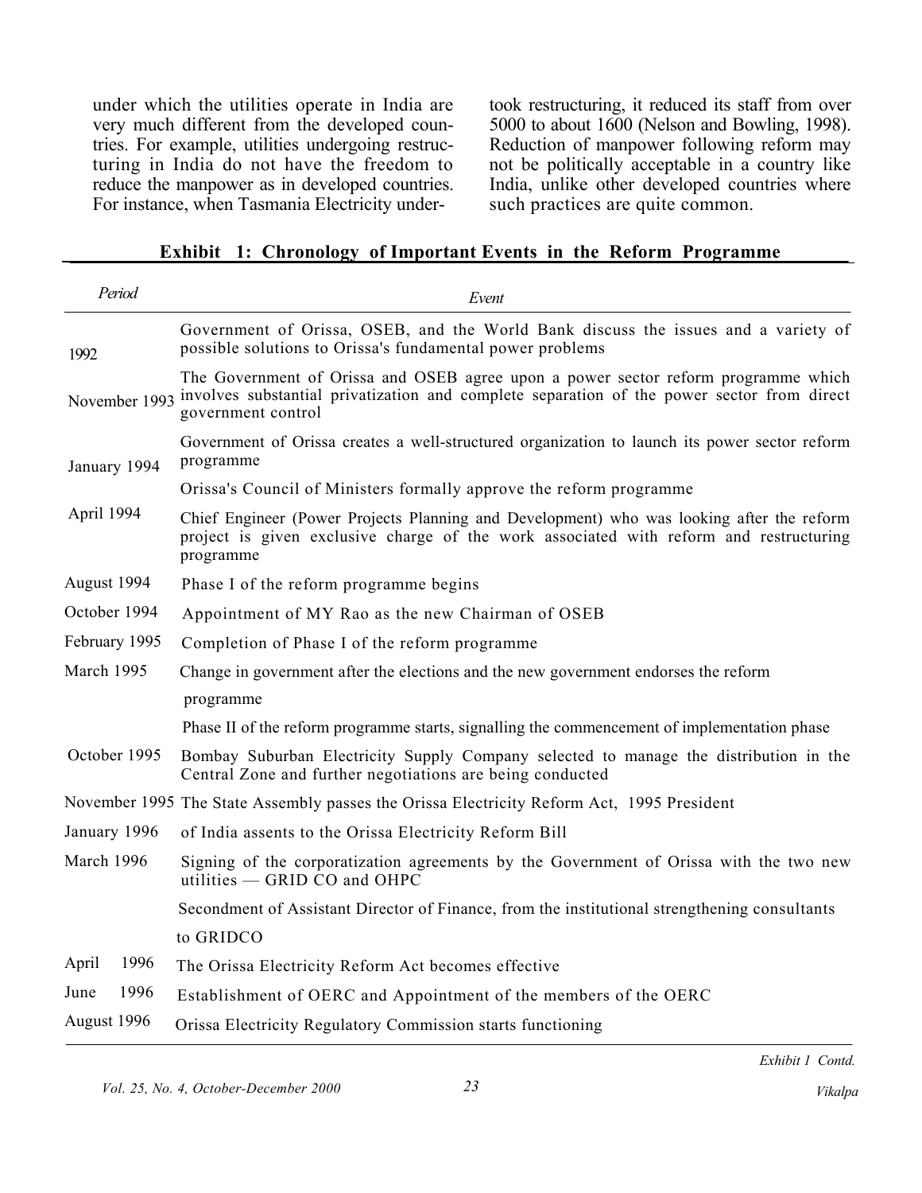under which the utilities operate in India are very much different from the developed countries. For example, utilities undergoing restructuring in India do not have the freedom to reduce the manpower as in developed countries. For instance, when Tasmania Electricity undertook restructuring, it reduced its staff from over 5000 to about 1600 (Nelson and Bowling, 1998). Reduction of manpower following reform may not be politically acceptable in a country like India, unlike other developed countries where such practices are quite common.

**Exhibit 1: Chronology of Important Events in the Reform Programme**

| *Period* | *Event* |
|---|---|
| 1992 | Government of Orissa, OSEB, and the World Bank discuss the issues and a variety of possible solutions to Orissa's fundamental power problems |
| November 1993 | The Government of Orissa and OSEB agree upon a power sector reform programme which involves substantial privatization and complete separation of the power sector from direct government control |
| January 1994 | Government of Orissa creates a well-structured organization to launch its power sector reform programme |
| | Orissa's Council of Ministers formally approve the reform programme |
| April 1994 | Chief Engineer (Power Projects Planning and Development) who was looking after the reform project is given exclusive charge of the work associated with reform and restructuring programme |
| August 1994 | Phase I of the reform programme begins |
| October 1994 | Appointment of MY Rao as the new Chairman of OSEB |
| February 1995 | Completion of Phase I of the reform programme |
| March 1995 | Change in government after the elections and the new government endorses the reform programme |
| | Phase II of the reform programme starts, signalling the commencement of implementation phase |
| October 1995 | Bombay Suburban Electricity Supply Company selected to manage the distribution in the Central Zone and further negotiations are being conducted |
| November 1995 | The State Assembly passes the Orissa Electricity Reform Act, 1995 |
| January 1996 | President of India assents to the Orissa Electricity Reform Bill |
| March 1996 | Signing of the corporatization agreements by the Government of Orissa with the two new utilities — GRID CO and OHPC |
| | Secondment of Assistant Director of Finance, from the institutional strengthening consultants to GRIDCO |
| April 1996 | The Orissa Electricity Reform Act becomes effective |
| June 1996 | Establishment of OERC and Appointment of the members of the OERC |
| August 1996 | Orissa Electricity Regulatory Commission starts functioning |

*Exhibit 1 Contd.*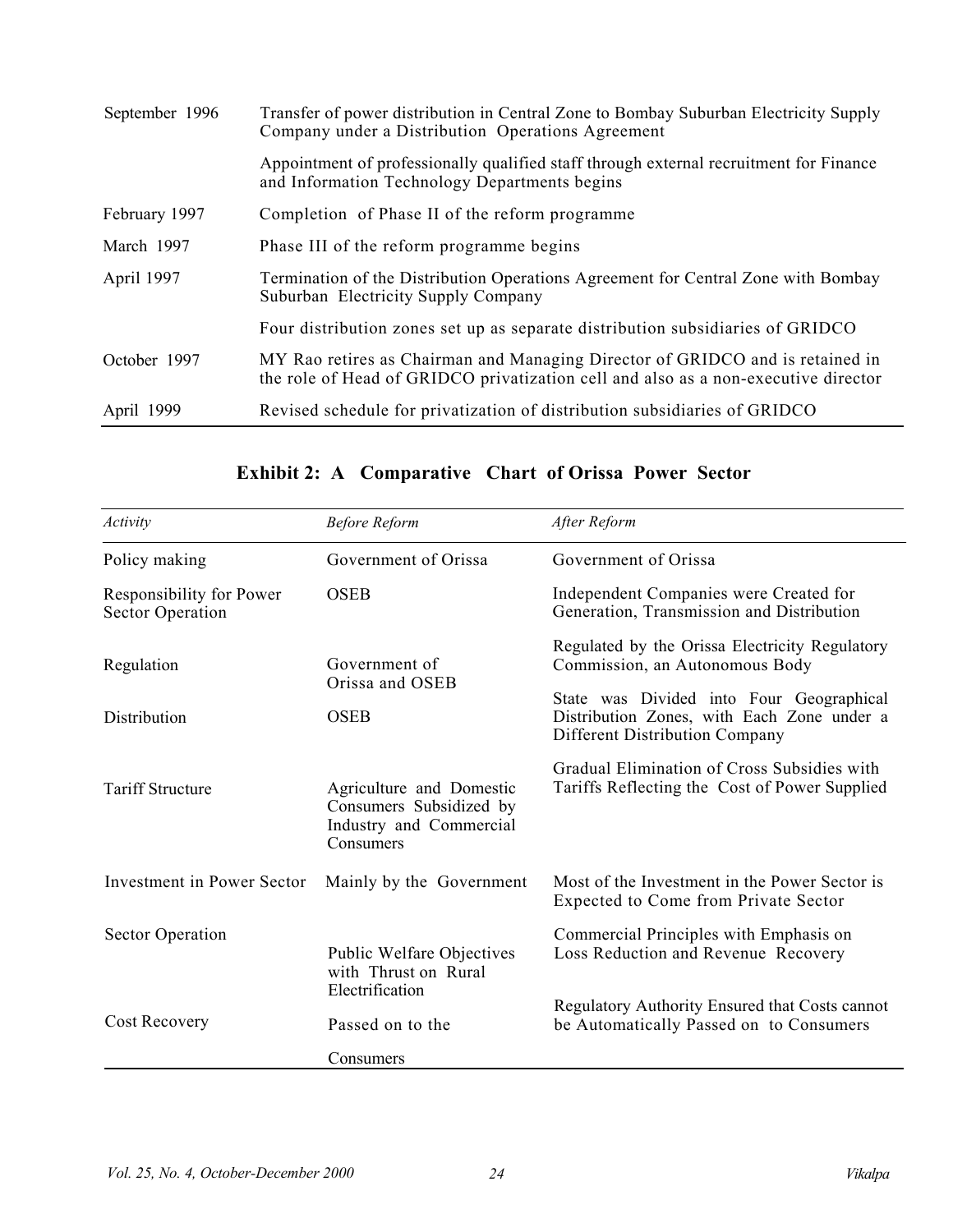| | |
|---|---|
| September 1996 | Transfer of power distribution in Central Zone to Bombay Suburban Electricity Supply Company under a Distribution Operations Agreement |
| | Appointment of professionally qualified staff through external recruitment for Finance and Information Technology Departments begins |
| February 1997 | Completion of Phase II of the reform programme |
| March 1997 | Phase III of the reform programme begins |
| April 1997 | Termination of the Distribution Operations Agreement for Central Zone with Bombay Suburban Electricity Supply Company |
| | Four distribution zones set up as separate distribution subsidiaries of GRIDCO |
| October 1997 | MY Rao retires as Chairman and Managing Director of GRIDCO and is retained in the role of Head of GRIDCO privatization cell and also as a non-executive director |
| April 1999 | Revised schedule for privatization of distribution subsidiaries of GRIDCO |

## Exhibit 2: A Comparative Chart of Orissa Power Sector

| *Activity* | *Before Reform* | *After Reform* |
|---|---|---|
| Policy making | Government of Orissa | Government of Orissa |
| Responsibility for Power Sector Operation | OSEB | Independent Companies were Created for Generation, Transmission and Distribution |
| Regulation | Government of Orissa and OSEB | Regulated by the Orissa Electricity Regulatory Commission, an Autonomous Body |
| Distribution | OSEB | State was Divided into Four Geographical Distribution Zones, with Each Zone under a Different Distribution Company |
| Tariff Structure | Agriculture and Domestic Consumers Subsidized by Industry and Commercial Consumers | Gradual Elimination of Cross Subsidies with Tariffs Reflecting the Cost of Power Supplied |
| Investment in Power Sector | Mainly by the Government | Most of the Investment in the Power Sector is Expected to Come from Private Sector |
| Sector Operation | Public Welfare Objectives with Thrust on Rural Electrification | Commercial Principles with Emphasis on Loss Reduction and Revenue Recovery |
| Cost Recovery | Passed on to the Consumers | Regulatory Authority Ensured that Costs cannot be Automatically Passed on to Consumers |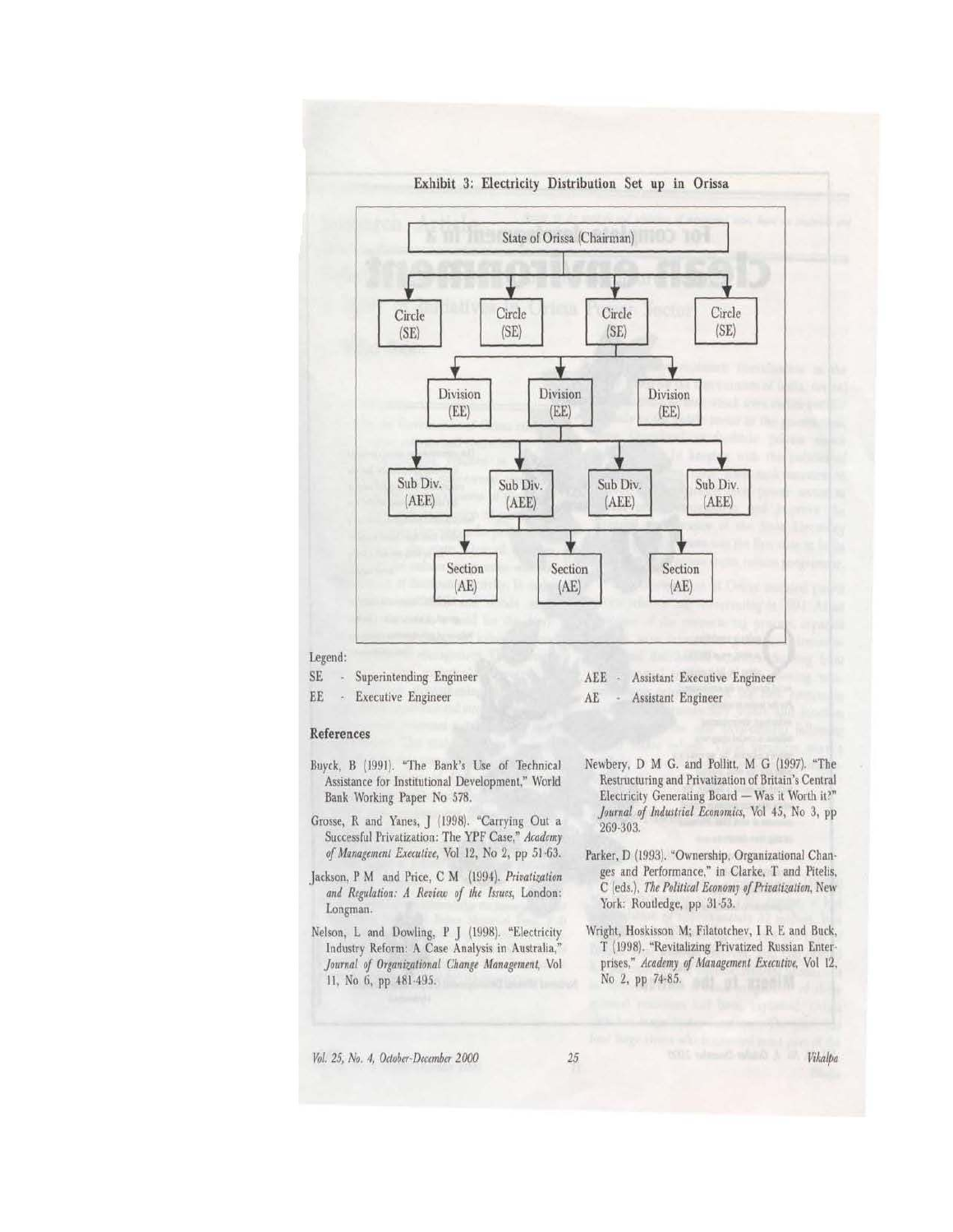**Exhibit 3: Electricity Distribution Set up in Orissa**

State of Orissa (Chairman)

Circle (SE)

Circle (SE)

Circle (SE)

Circle (SE)

Division (EE)

Division (EE)

Division (EE)

Sub Div. (AEE)

Sub Div. (AEE)

Sub Div. (AEE)

Sub Div. (AEE)

Section (AE)

Section (AE)

Section (AE)

Legend:

SE - Superintending Engineer

EE - Executive Engineer

AEE - Assistant Executive Engineer

AE - Assistant Engineer

## References

Buyck, B (1991). "The Bank's Use of Technical Assistance for Institutional Development," World Bank Working Paper No 578.

Grosse, R and Yanes, J (1998). "Carrying Out a Successful Privatization: The YPF Case," *Academy of Management Executive*, Vol 12, No 2, pp 51-63.

Jackson, P M and Price, C M (1994). *Privatization and Regulation: A Review of the Issues*, London: Longman.

Nelson, L and Dowling, P J (1998). "Electricity Industry Reform: A Case Analysis in Australia," *Journal of Organizational Change Management*, Vol 11, No 6, pp 481-495.

Newbery, D M G. and Pollitt, M G (1997). "The Restructuring and Privatization of Britain's Central Electricity Generating Board — Was it Worth it?" *Journal of Industrial Economics*, Vol 45, No 3, pp 269-303.

Parker, D (1993). "Ownership, Organizational Changes and Performance," in Clarke, T and Pitelis, C (eds.), *The Political Economy of Privatization*, New York: Routledge, pp 31-53.

Wright, Hoskisson M; Filatotchev, I R E and Buck, T (1998). "Revitalizing Privatized Russian Enterprises," *Academy of Management Executive*, Vol 12, No 2, pp 74-85.